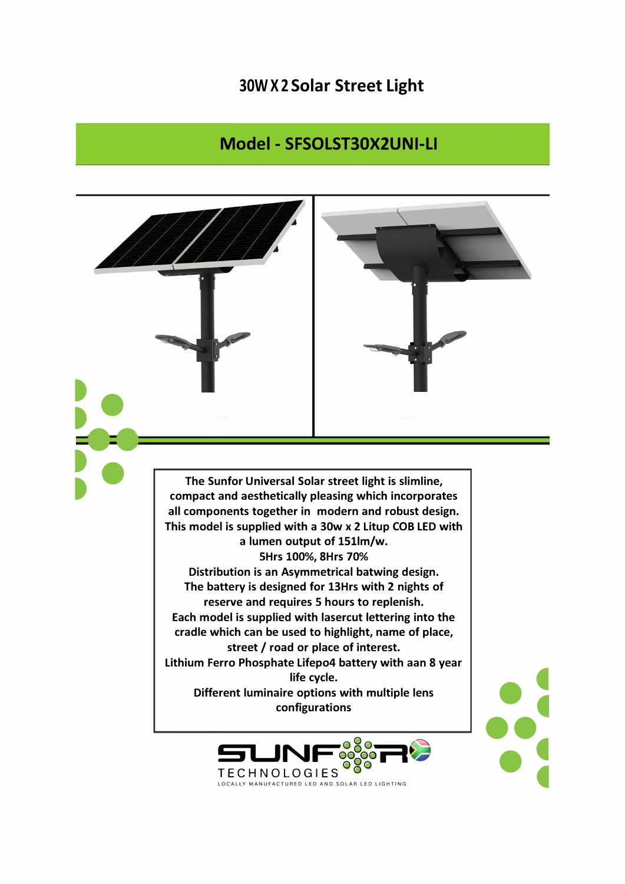# 30W X 2 Solar Street Light

## Model - SFSOLST30X2UNI-LI

The Sunfor Universal Solar street light is slimline, compact and aesthetically pleasing which incorporates all components together in modern and robust design.
This model is supplied with a 30w x 2 Litup COB LED with a lumen output of 151lm/w.
5Hrs 100%, 8Hrs 70%
Distribution is an Asymmetrical batwing design.
The battery is designed for 13Hrs with 2 nights of reserve and requires 5 hours to replenish.
Each model is supplied with lasercut lettering into the cradle which can be used to highlight, name of place, street / road or place of interest.
Lithium Ferro Phosphate Lifepo4 battery with aan 8 year life cycle.
Different luminaire options with multiple lens configurations

SUNFOR TECHNOLOGIES
LOCALLY MANUFACTURED LED AND SOLAR LED LIGHTING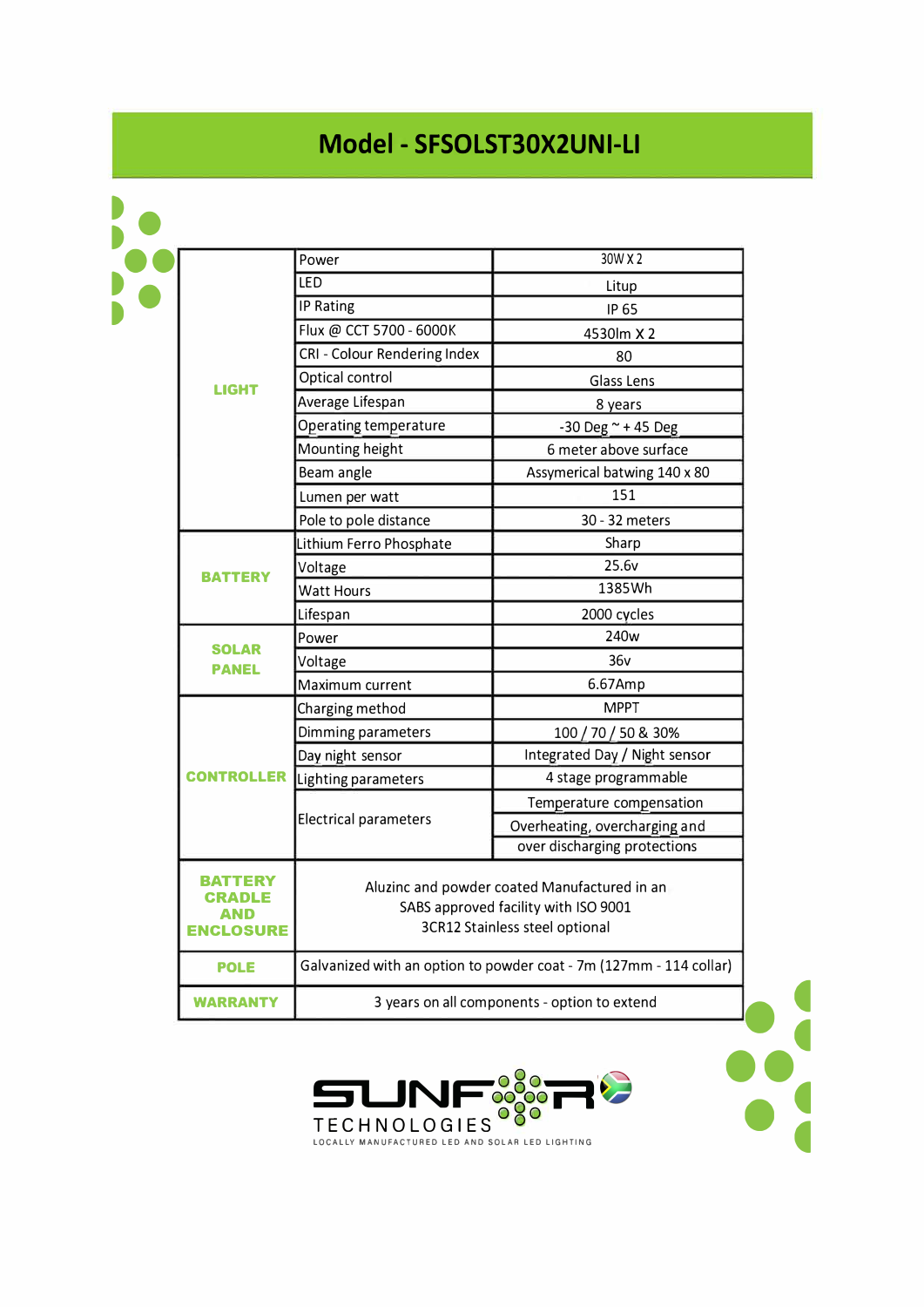# Model - SFSOLST30X2UNI-LI

| | | |
|---|---|---|
| LIGHT | Power | 30W X 2 |
| | LED | Litup |
| | IP Rating | IP 65 |
| | Flux @ CCT 5700 - 6000K | 4530lm X 2 |
| | CRI - Colour Rendering Index | 80 |
| | Optical control | Glass Lens |
| | Average Lifespan | 8 years |
| | Operating temperature | -30 Deg ~ + 45 Deg |
| | Mounting height | 6 meter above surface |
| | Beam angle | Assymerical batwing 140 x 80 |
| | Lumen per watt | 151 |
| | Pole to pole distance | 30 - 32 meters |
| BATTERY | Lithium Ferro Phosphate | Sharp |
| | Voltage | 25.6v |
| | Watt Hours | 1385Wh |
| | Lifespan | 2000 cycles |
| SOLAR PANEL | Power | 240w |
| | Voltage | 36v |
| | Maximum current | 6.67Amp |
| CONTROLLER | Charging method | MPPT |
| | Dimming parameters | 100 / 70 / 50 & 30% |
| | Day night sensor | Integrated Day / Night sensor |
| | Lighting parameters | 4 stage programmable |
| | Electrical parameters | Temperature compensation |
| | | Overheating, overcharging and over discharging protections |
| BATTERY CRADLE AND ENCLOSURE | Aluzinc and powder coated Manufactured in an SABS approved facility with ISO 9001 3CR12 Stainless steel optional | |
| POLE | Galvanized with an option to powder coat - 7m (127mm - 114 collar) | |
| WARRANTY | 3 years on all components - option to extend | |

SUNFOR TECHNOLOGIES

LOCALLY MANUFACTURED LED AND SOLAR LED LIGHTING